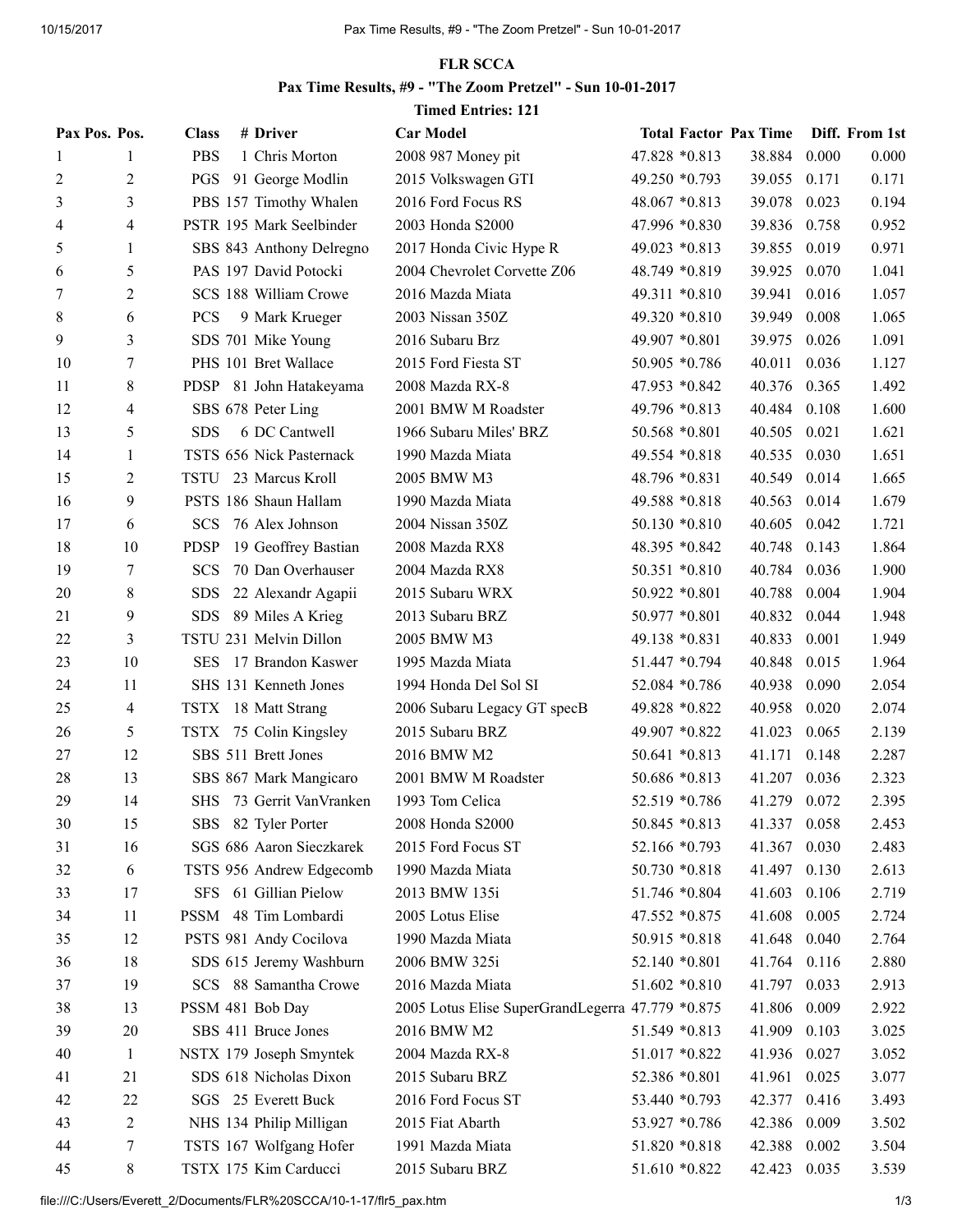# FLR SCCA

## Pax Time Results, #9 - "The Zoom Pretzel" - Sun 10-01-2017

**Timed Entries: 121**

| Pax Pos. | Pos. | Class | # | Driver | Car Model | Total | Factor | Pax Time | | Diff. From 1st |
|---|---|---|---|---|---|---|---|---|---|---|
| 1 | 1 | PBS | 1 | Chris Morton | 2008 987 Money pit | 47.828 | *0.813 | 38.884 | 0.000 | 0.000 |
| 2 | 2 | PGS | 91 | George Modlin | 2015 Volkswagen GTI | 49.250 | *0.793 | 39.055 | 0.171 | 0.171 |
| 3 | 3 | PBS | 157 | Timothy Whalen | 2016 Ford Focus RS | 48.067 | *0.813 | 39.078 | 0.023 | 0.194 |
| 4 | 4 | PSTR | 195 | Mark Seelbinder | 2003 Honda S2000 | 47.996 | *0.830 | 39.836 | 0.758 | 0.952 |
| 5 | 1 | SBS | 843 | Anthony Delregno | 2017 Honda Civic Hype R | 49.023 | *0.813 | 39.855 | 0.019 | 0.971 |
| 6 | 5 | PAS | 197 | David Potocki | 2004 Chevrolet Corvette Z06 | 48.749 | *0.819 | 39.925 | 0.070 | 1.041 |
| 7 | 2 | SCS | 188 | William Crowe | 2016 Mazda Miata | 49.311 | *0.810 | 39.941 | 0.016 | 1.057 |
| 8 | 6 | PCS | 9 | Mark Krueger | 2003 Nissan 350Z | 49.320 | *0.810 | 39.949 | 0.008 | 1.065 |
| 9 | 3 | SDS | 701 | Mike Young | 2016 Subaru Brz | 49.907 | *0.801 | 39.975 | 0.026 | 1.091 |
| 10 | 7 | PHS | 101 | Bret Wallace | 2015 Ford Fiesta ST | 50.905 | *0.786 | 40.011 | 0.036 | 1.127 |
| 11 | 8 | PDSP | 81 | John Hatakeyama | 2008 Mazda RX-8 | 47.953 | *0.842 | 40.376 | 0.365 | 1.492 |
| 12 | 4 | SBS | 678 | Peter Ling | 2001 BMW M Roadster | 49.796 | *0.813 | 40.484 | 0.108 | 1.600 |
| 13 | 5 | SDS | 6 | DC Cantwell | 1966 Subaru Miles' BRZ | 50.568 | *0.801 | 40.505 | 0.021 | 1.621 |
| 14 | 1 | TSTS | 656 | Nick Pasternack | 1990 Mazda Miata | 49.554 | *0.818 | 40.535 | 0.030 | 1.651 |
| 15 | 2 | TSTU | 23 | Marcus Kroll | 2005 BMW M3 | 48.796 | *0.831 | 40.549 | 0.014 | 1.665 |
| 16 | 9 | PSTS | 186 | Shaun Hallam | 1990 Mazda Miata | 49.588 | *0.818 | 40.563 | 0.014 | 1.679 |
| 17 | 6 | SCS | 76 | Alex Johnson | 2004 Nissan 350Z | 50.130 | *0.810 | 40.605 | 0.042 | 1.721 |
| 18 | 10 | PDSP | 19 | Geoffrey Bastian | 2008 Mazda RX8 | 48.395 | *0.842 | 40.748 | 0.143 | 1.864 |
| 19 | 7 | SCS | 70 | Dan Overhauser | 2004 Mazda RX8 | 50.351 | *0.810 | 40.784 | 0.036 | 1.900 |
| 20 | 8 | SDS | 22 | Alexandr Agapii | 2015 Subaru WRX | 50.922 | *0.801 | 40.788 | 0.004 | 1.904 |
| 21 | 9 | SDS | 89 | Miles A Krieg | 2013 Subaru BRZ | 50.977 | *0.801 | 40.832 | 0.044 | 1.948 |
| 22 | 3 | TSTU | 231 | Melvin Dillon | 2005 BMW M3 | 49.138 | *0.831 | 40.833 | 0.001 | 1.949 |
| 23 | 10 | SES | 17 | Brandon Kaswer | 1995 Mazda Miata | 51.447 | *0.794 | 40.848 | 0.015 | 1.964 |
| 24 | 11 | SHS | 131 | Kenneth Jones | 1994 Honda Del Sol SI | 52.084 | *0.786 | 40.938 | 0.090 | 2.054 |
| 25 | 4 | TSTX | 18 | Matt Strang | 2006 Subaru Legacy GT specB | 49.828 | *0.822 | 40.958 | 0.020 | 2.074 |
| 26 | 5 | TSTX | 75 | Colin Kingsley | 2015 Subaru BRZ | 49.907 | *0.822 | 41.023 | 0.065 | 2.139 |
| 27 | 12 | SBS | 511 | Brett Jones | 2016 BMW M2 | 50.641 | *0.813 | 41.171 | 0.148 | 2.287 |
| 28 | 13 | SBS | 867 | Mark Mangicaro | 2001 BMW M Roadster | 50.686 | *0.813 | 41.207 | 0.036 | 2.323 |
| 29 | 14 | SHS | 73 | Gerrit VanVranken | 1993 Tom Celica | 52.519 | *0.786 | 41.279 | 0.072 | 2.395 |
| 30 | 15 | SBS | 82 | Tyler Porter | 2008 Honda S2000 | 50.845 | *0.813 | 41.337 | 0.058 | 2.453 |
| 31 | 16 | SGS | 686 | Aaron Sieczkarek | 2015 Ford Focus ST | 52.166 | *0.793 | 41.367 | 0.030 | 2.483 |
| 32 | 6 | TSTS | 956 | Andrew Edgecomb | 1990 Mazda Miata | 50.730 | *0.818 | 41.497 | 0.130 | 2.613 |
| 33 | 17 | SFS | 61 | Gillian Pielow | 2013 BMW 135i | 51.746 | *0.804 | 41.603 | 0.106 | 2.719 |
| 34 | 11 | PSSM | 48 | Tim Lombardi | 2005 Lotus Elise | 47.552 | *0.875 | 41.608 | 0.005 | 2.724 |
| 35 | 12 | PSTS | 981 | Andy Cocilova | 1990 Mazda Miata | 50.915 | *0.818 | 41.648 | 0.040 | 2.764 |
| 36 | 18 | SDS | 615 | Jeremy Washburn | 2006 BMW 325i | 52.140 | *0.801 | 41.764 | 0.116 | 2.880 |
| 37 | 19 | SCS | 88 | Samantha Crowe | 2016 Mazda Miata | 51.602 | *0.810 | 41.797 | 0.033 | 2.913 |
| 38 | 13 | PSSM | 481 | Bob Day | 2005 Lotus Elise SuperGrandLegerra | 47.779 | *0.875 | 41.806 | 0.009 | 2.922 |
| 39 | 20 | SBS | 411 | Bruce Jones | 2016 BMW M2 | 51.549 | *0.813 | 41.909 | 0.103 | 3.025 |
| 40 | 1 | NSTX | 179 | Joseph Smyntek | 2004 Mazda RX-8 | 51.017 | *0.822 | 41.936 | 0.027 | 3.052 |
| 41 | 21 | SDS | 618 | Nicholas Dixon | 2015 Subaru BRZ | 52.386 | *0.801 | 41.961 | 0.025 | 3.077 |
| 42 | 22 | SGS | 25 | Everett Buck | 2016 Ford Focus ST | 53.440 | *0.793 | 42.377 | 0.416 | 3.493 |
| 43 | 2 | NHS | 134 | Philip Milligan | 2015 Fiat Abarth | 53.927 | *0.786 | 42.386 | 0.009 | 3.502 |
| 44 | 7 | TSTS | 167 | Wolfgang Hofer | 1991 Mazda Miata | 51.820 | *0.818 | 42.388 | 0.002 | 3.504 |
| 45 | 8 | TSTX | 175 | Kim Carducci | 2015 Subaru BRZ | 51.610 | *0.822 | 42.423 | 0.035 | 3.539 |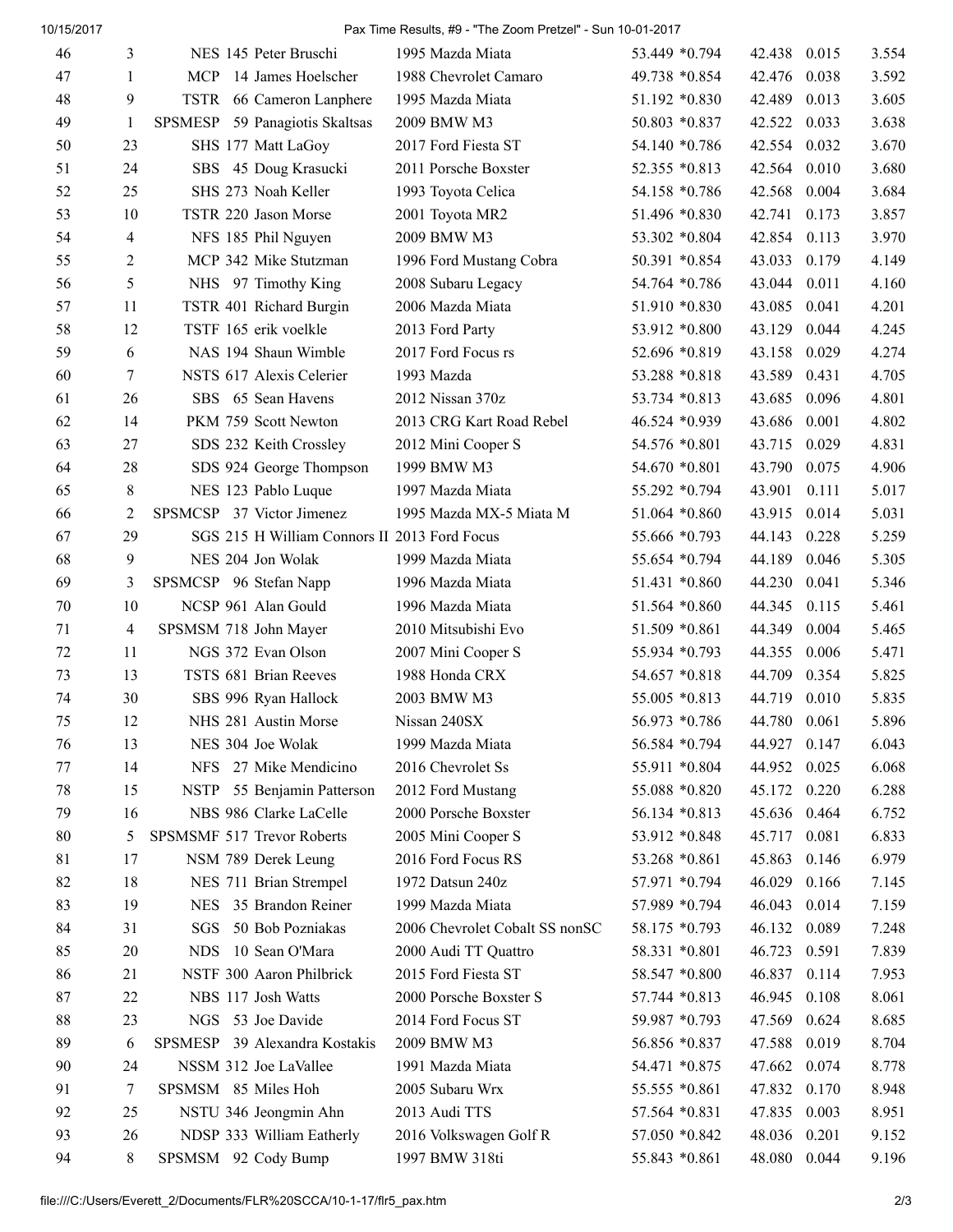| | | | | | | | | | |
|---|---|---|---|---|---|---|---|---|---|
| 46 | 3 | NES | 145 | Peter Bruschi | 1995 Mazda Miata | 53.449 *0.794 | 42.438 | 0.015 | 3.554 |
| 47 | 1 | MCP | 14 | James Hoelscher | 1988 Chevrolet Camaro | 49.738 *0.854 | 42.476 | 0.038 | 3.592 |
| 48 | 9 | TSTR | 66 | Cameron Lanphere | 1995 Mazda Miata | 51.192 *0.830 | 42.489 | 0.013 | 3.605 |
| 49 | 1 | SPSMESP | 59 | Panagiotis Skaltsas | 2009 BMW M3 | 50.803 *0.837 | 42.522 | 0.033 | 3.638 |
| 50 | 23 | SHS | 177 | Matt LaGoy | 2017 Ford Fiesta ST | 54.140 *0.786 | 42.554 | 0.032 | 3.670 |
| 51 | 24 | SBS | 45 | Doug Krasucki | 2011 Porsche Boxster | 52.355 *0.813 | 42.564 | 0.010 | 3.680 |
| 52 | 25 | SHS | 273 | Noah Keller | 1993 Toyota Celica | 54.158 *0.786 | 42.568 | 0.004 | 3.684 |
| 53 | 10 | TSTR | 220 | Jason Morse | 2001 Toyota MR2 | 51.496 *0.830 | 42.741 | 0.173 | 3.857 |
| 54 | 4 | NFS | 185 | Phil Nguyen | 2009 BMW M3 | 53.302 *0.804 | 42.854 | 0.113 | 3.970 |
| 55 | 2 | MCP | 342 | Mike Stutzman | 1996 Ford Mustang Cobra | 50.391 *0.854 | 43.033 | 0.179 | 4.149 |
| 56 | 5 | NHS | 97 | Timothy King | 2008 Subaru Legacy | 54.764 *0.786 | 43.044 | 0.011 | 4.160 |
| 57 | 11 | TSTR | 401 | Richard Burgin | 2006 Mazda Miata | 51.910 *0.830 | 43.085 | 0.041 | 4.201 |
| 58 | 12 | TSTF | 165 | erik voelkle | 2013 Ford Party | 53.912 *0.800 | 43.129 | 0.044 | 4.245 |
| 59 | 6 | NAS | 194 | Shaun Wimble | 2017 Ford Focus rs | 52.696 *0.819 | 43.158 | 0.029 | 4.274 |
| 60 | 7 | NSTS | 617 | Alexis Celerier | 1993 Mazda | 53.288 *0.818 | 43.589 | 0.431 | 4.705 |
| 61 | 26 | SBS | 65 | Sean Havens | 2012 Nissan 370z | 53.734 *0.813 | 43.685 | 0.096 | 4.801 |
| 62 | 14 | PKM | 759 | Scott Newton | 2013 CRG Kart Road Rebel | 46.524 *0.939 | 43.686 | 0.001 | 4.802 |
| 63 | 27 | SDS | 232 | Keith Crossley | 2012 Mini Cooper S | 54.576 *0.801 | 43.715 | 0.029 | 4.831 |
| 64 | 28 | SDS | 924 | George Thompson | 1999 BMW M3 | 54.670 *0.801 | 43.790 | 0.075 | 4.906 |
| 65 | 8 | NES | 123 | Pablo Luque | 1997 Mazda Miata | 55.292 *0.794 | 43.901 | 0.111 | 5.017 |
| 66 | 2 | SPSMCSP | 37 | Victor Jimenez | 1995 Mazda MX-5 Miata M | 51.064 *0.860 | 43.915 | 0.014 | 5.031 |
| 67 | 29 | SGS | 215 | H William Connors II | 2013 Ford Focus | 55.666 *0.793 | 44.143 | 0.228 | 5.259 |
| 68 | 9 | NES | 204 | Jon Wolak | 1999 Mazda Miata | 55.654 *0.794 | 44.189 | 0.046 | 5.305 |
| 69 | 3 | SPSMCSP | 96 | Stefan Napp | 1996 Mazda Miata | 51.431 *0.860 | 44.230 | 0.041 | 5.346 |
| 70 | 10 | NCSP | 961 | Alan Gould | 1996 Mazda Miata | 51.564 *0.860 | 44.345 | 0.115 | 5.461 |
| 71 | 4 | SPSMSM | 718 | John Mayer | 2010 Mitsubishi Evo | 51.509 *0.861 | 44.349 | 0.004 | 5.465 |
| 72 | 11 | NGS | 372 | Evan Olson | 2007 Mini Cooper S | 55.934 *0.793 | 44.355 | 0.006 | 5.471 |
| 73 | 13 | TSTS | 681 | Brian Reeves | 1988 Honda CRX | 54.657 *0.818 | 44.709 | 0.354 | 5.825 |
| 74 | 30 | SBS | 996 | Ryan Hallock | 2003 BMW M3 | 55.005 *0.813 | 44.719 | 0.010 | 5.835 |
| 75 | 12 | NHS | 281 | Austin Morse | Nissan 240SX | 56.973 *0.786 | 44.780 | 0.061 | 5.896 |
| 76 | 13 | NES | 304 | Joe Wolak | 1999 Mazda Miata | 56.584 *0.794 | 44.927 | 0.147 | 6.043 |
| 77 | 14 | NFS | 27 | Mike Mendicino | 2016 Chevrolet Ss | 55.911 *0.804 | 44.952 | 0.025 | 6.068 |
| 78 | 15 | NSTP | 55 | Benjamin Patterson | 2012 Ford Mustang | 55.088 *0.820 | 45.172 | 0.220 | 6.288 |
| 79 | 16 | NBS | 986 | Clarke LaCelle | 2000 Porsche Boxster | 56.134 *0.813 | 45.636 | 0.464 | 6.752 |
| 80 | 5 | SPSMSMF | 517 | Trevor Roberts | 2005 Mini Cooper S | 53.912 *0.848 | 45.717 | 0.081 | 6.833 |
| 81 | 17 | NSM | 789 | Derek Leung | 2016 Ford Focus RS | 53.268 *0.861 | 45.863 | 0.146 | 6.979 |
| 82 | 18 | NES | 711 | Brian Strempel | 1972 Datsun 240z | 57.971 *0.794 | 46.029 | 0.166 | 7.145 |
| 83 | 19 | NES | 35 | Brandon Reiner | 1999 Mazda Miata | 57.989 *0.794 | 46.043 | 0.014 | 7.159 |
| 84 | 31 | SGS | 50 | Bob Pozniakas | 2006 Chevrolet Cobalt SS nonSC | 58.175 *0.793 | 46.132 | 0.089 | 7.248 |
| 85 | 20 | NDS | 10 | Sean O'Mara | 2000 Audi TT Quattro | 58.331 *0.801 | 46.723 | 0.591 | 7.839 |
| 86 | 21 | NSTF | 300 | Aaron Philbrick | 2015 Ford Fiesta ST | 58.547 *0.800 | 46.837 | 0.114 | 7.953 |
| 87 | 22 | NBS | 117 | Josh Watts | 2000 Porsche Boxster S | 57.744 *0.813 | 46.945 | 0.108 | 8.061 |
| 88 | 23 | NGS | 53 | Joe Davide | 2014 Ford Focus ST | 59.987 *0.793 | 47.569 | 0.624 | 8.685 |
| 89 | 6 | SPSMESP | 39 | Alexandra Kostakis | 2009 BMW M3 | 56.856 *0.837 | 47.588 | 0.019 | 8.704 |
| 90 | 24 | NSSM | 312 | Joe LaVallee | 1991 Mazda Miata | 54.471 *0.875 | 47.662 | 0.074 | 8.778 |
| 91 | 7 | SPSMSM | 85 | Miles Hoh | 2005 Subaru Wrx | 55.555 *0.861 | 47.832 | 0.170 | 8.948 |
| 92 | 25 | NSTU | 346 | Jeongmin Ahn | 2013 Audi TTS | 57.564 *0.831 | 47.835 | 0.003 | 8.951 |
| 93 | 26 | NDSP | 333 | William Eatherly | 2016 Volkswagen Golf R | 57.050 *0.842 | 48.036 | 0.201 | 9.152 |
| 94 | 8 | SPSMSM | 92 | Cody Bump | 1997 BMW 318ti | 55.843 *0.861 | 48.080 | 0.044 | 9.196 |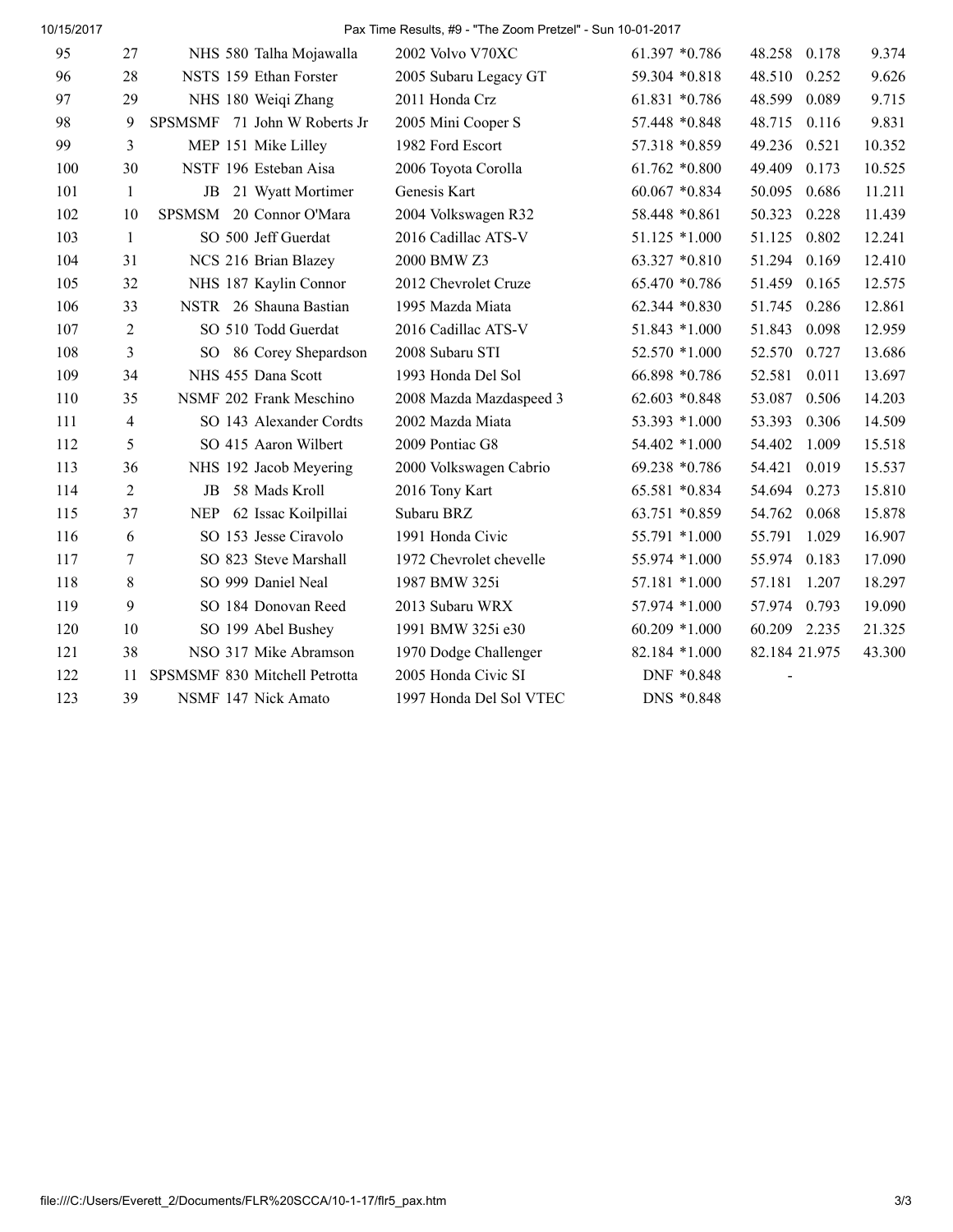| | | | | | | | | | |
|---|---|---|---|---|---|---|---|---|---|
| 95 | 27 | NHS | 580 | Talha Mojawalla | 2002 Volvo V70XC | 61.397 *0.786 | 48.258 | 0.178 | 9.374 |
| 96 | 28 | NSTS | 159 | Ethan Forster | 2005 Subaru Legacy GT | 59.304 *0.818 | 48.510 | 0.252 | 9.626 |
| 97 | 29 | NHS | 180 | Weiqi Zhang | 2011 Honda Crz | 61.831 *0.786 | 48.599 | 0.089 | 9.715 |
| 98 | 9 | SPSMSMF | 71 | John W Roberts Jr | 2005 Mini Cooper S | 57.448 *0.848 | 48.715 | 0.116 | 9.831 |
| 99 | 3 | MEP | 151 | Mike Lilley | 1982 Ford Escort | 57.318 *0.859 | 49.236 | 0.521 | 10.352 |
| 100 | 30 | NSTF | 196 | Esteban Aisa | 2006 Toyota Corolla | 61.762 *0.800 | 49.409 | 0.173 | 10.525 |
| 101 | 1 | JB | 21 | Wyatt Mortimer | Genesis Kart | 60.067 *0.834 | 50.095 | 0.686 | 11.211 |
| 102 | 10 | SPSMSM | 20 | Connor O'Mara | 2004 Volkswagen R32 | 58.448 *0.861 | 50.323 | 0.228 | 11.439 |
| 103 | 1 | SO | 500 | Jeff Guerdat | 2016 Cadillac ATS-V | 51.125 *1.000 | 51.125 | 0.802 | 12.241 |
| 104 | 31 | NCS | 216 | Brian Blazey | 2000 BMW Z3 | 63.327 *0.810 | 51.294 | 0.169 | 12.410 |
| 105 | 32 | NHS | 187 | Kaylin Connor | 2012 Chevrolet Cruze | 65.470 *0.786 | 51.459 | 0.165 | 12.575 |
| 106 | 33 | NSTR | 26 | Shauna Bastian | 1995 Mazda Miata | 62.344 *0.830 | 51.745 | 0.286 | 12.861 |
| 107 | 2 | SO | 510 | Todd Guerdat | 2016 Cadillac ATS-V | 51.843 *1.000 | 51.843 | 0.098 | 12.959 |
| 108 | 3 | SO | 86 | Corey Shepardson | 2008 Subaru STI | 52.570 *1.000 | 52.570 | 0.727 | 13.686 |
| 109 | 34 | NHS | 455 | Dana Scott | 1993 Honda Del Sol | 66.898 *0.786 | 52.581 | 0.011 | 13.697 |
| 110 | 35 | NSMF | 202 | Frank Meschino | 2008 Mazda Mazdaspeed 3 | 62.603 *0.848 | 53.087 | 0.506 | 14.203 |
| 111 | 4 | SO | 143 | Alexander Cordts | 2002 Mazda Miata | 53.393 *1.000 | 53.393 | 0.306 | 14.509 |
| 112 | 5 | SO | 415 | Aaron Wilbert | 2009 Pontiac G8 | 54.402 *1.000 | 54.402 | 1.009 | 15.518 |
| 113 | 36 | NHS | 192 | Jacob Meyering | 2000 Volkswagen Cabrio | 69.238 *0.786 | 54.421 | 0.019 | 15.537 |
| 114 | 2 | JB | 58 | Mads Kroll | 2016 Tony Kart | 65.581 *0.834 | 54.694 | 0.273 | 15.810 |
| 115 | 37 | NEP | 62 | Issac Koilpillai | Subaru BRZ | 63.751 *0.859 | 54.762 | 0.068 | 15.878 |
| 116 | 6 | SO | 153 | Jesse Ciravolo | 1991 Honda Civic | 55.791 *1.000 | 55.791 | 1.029 | 16.907 |
| 117 | 7 | SO | 823 | Steve Marshall | 1972 Chevrolet chevelle | 55.974 *1.000 | 55.974 | 0.183 | 17.090 |
| 118 | 8 | SO | 999 | Daniel Neal | 1987 BMW 325i | 57.181 *1.000 | 57.181 | 1.207 | 18.297 |
| 119 | 9 | SO | 184 | Donovan Reed | 2013 Subaru WRX | 57.974 *1.000 | 57.974 | 0.793 | 19.090 |
| 120 | 10 | SO | 199 | Abel Bushey | 1991 BMW 325i e30 | 60.209 *1.000 | 60.209 | 2.235 | 21.325 |
| 121 | 38 | NSO | 317 | Mike Abramson | 1970 Dodge Challenger | 82.184 *1.000 | 82.184 | 21.975 | 43.300 |
| 122 | 11 | SPSMSMF | 830 | Mitchell Petrotta | 2005 Honda Civic SI | DNF *0.848 | - | | |
| 123 | 39 | NSMF | 147 | Nick Amato | 1997 Honda Del Sol VTEC | DNS *0.848 | | | |